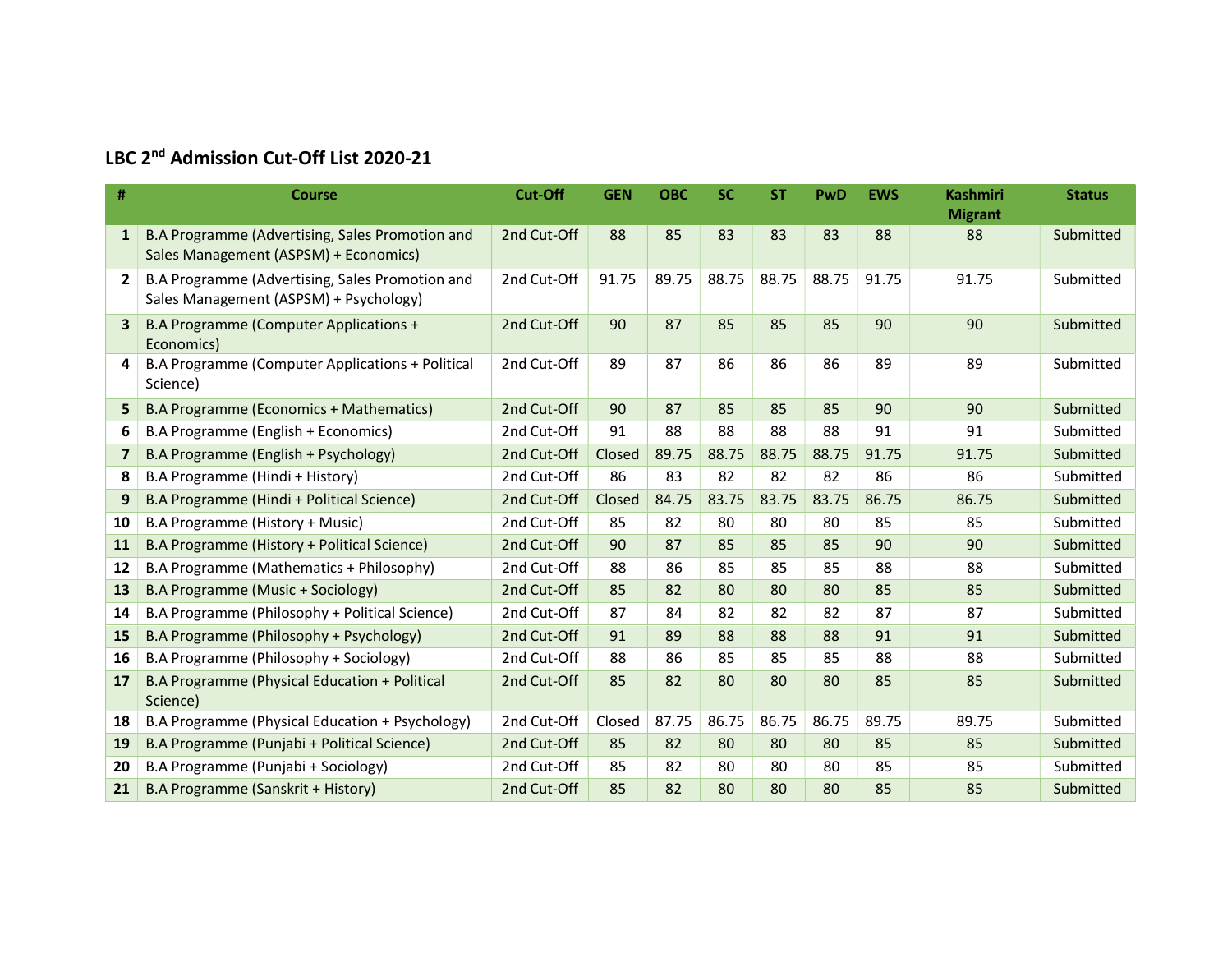## LBC 2nd Admission Cut-Off List 2020-21

| # | Course | Cut-Off | GEN | OBC | SC | ST | PwD | EWS | Kashmiri Migrant | Status |
|---|---|---|---|---|---|---|---|---|---|---|
| 1 | B.A Programme (Advertising, Sales Promotion and Sales Management (ASPSM) + Economics) | 2nd Cut-Off | 88 | 85 | 83 | 83 | 83 | 88 | 88 | Submitted |
| 2 | B.A Programme (Advertising, Sales Promotion and Sales Management (ASPSM) + Psychology) | 2nd Cut-Off | 91.75 | 89.75 | 88.75 | 88.75 | 88.75 | 91.75 | 91.75 | Submitted |
| 3 | B.A Programme (Computer Applications + Economics) | 2nd Cut-Off | 90 | 87 | 85 | 85 | 85 | 90 | 90 | Submitted |
| 4 | B.A Programme (Computer Applications + Political Science) | 2nd Cut-Off | 89 | 87 | 86 | 86 | 86 | 89 | 89 | Submitted |
| 5 | B.A Programme (Economics + Mathematics) | 2nd Cut-Off | 90 | 87 | 85 | 85 | 85 | 90 | 90 | Submitted |
| 6 | B.A Programme (English + Economics) | 2nd Cut-Off | 91 | 88 | 88 | 88 | 88 | 91 | 91 | Submitted |
| 7 | B.A Programme (English + Psychology) | 2nd Cut-Off | Closed | 89.75 | 88.75 | 88.75 | 88.75 | 91.75 | 91.75 | Submitted |
| 8 | B.A Programme (Hindi + History) | 2nd Cut-Off | 86 | 83 | 82 | 82 | 82 | 86 | 86 | Submitted |
| 9 | B.A Programme (Hindi + Political Science) | 2nd Cut-Off | Closed | 84.75 | 83.75 | 83.75 | 83.75 | 86.75 | 86.75 | Submitted |
| 10 | B.A Programme (History + Music) | 2nd Cut-Off | 85 | 82 | 80 | 80 | 80 | 85 | 85 | Submitted |
| 11 | B.A Programme (History + Political Science) | 2nd Cut-Off | 90 | 87 | 85 | 85 | 85 | 90 | 90 | Submitted |
| 12 | B.A Programme (Mathematics + Philosophy) | 2nd Cut-Off | 88 | 86 | 85 | 85 | 85 | 88 | 88 | Submitted |
| 13 | B.A Programme (Music + Sociology) | 2nd Cut-Off | 85 | 82 | 80 | 80 | 80 | 85 | 85 | Submitted |
| 14 | B.A Programme (Philosophy + Political Science) | 2nd Cut-Off | 87 | 84 | 82 | 82 | 82 | 87 | 87 | Submitted |
| 15 | B.A Programme (Philosophy + Psychology) | 2nd Cut-Off | 91 | 89 | 88 | 88 | 88 | 91 | 91 | Submitted |
| 16 | B.A Programme (Philosophy + Sociology) | 2nd Cut-Off | 88 | 86 | 85 | 85 | 85 | 88 | 88 | Submitted |
| 17 | B.A Programme (Physical Education + Political Science) | 2nd Cut-Off | 85 | 82 | 80 | 80 | 80 | 85 | 85 | Submitted |
| 18 | B.A Programme (Physical Education + Psychology) | 2nd Cut-Off | Closed | 87.75 | 86.75 | 86.75 | 86.75 | 89.75 | 89.75 | Submitted |
| 19 | B.A Programme (Punjabi + Political Science) | 2nd Cut-Off | 85 | 82 | 80 | 80 | 80 | 85 | 85 | Submitted |
| 20 | B.A Programme (Punjabi + Sociology) | 2nd Cut-Off | 85 | 82 | 80 | 80 | 80 | 85 | 85 | Submitted |
| 21 | B.A Programme (Sanskrit + History) | 2nd Cut-Off | 85 | 82 | 80 | 80 | 80 | 85 | 85 | Submitted |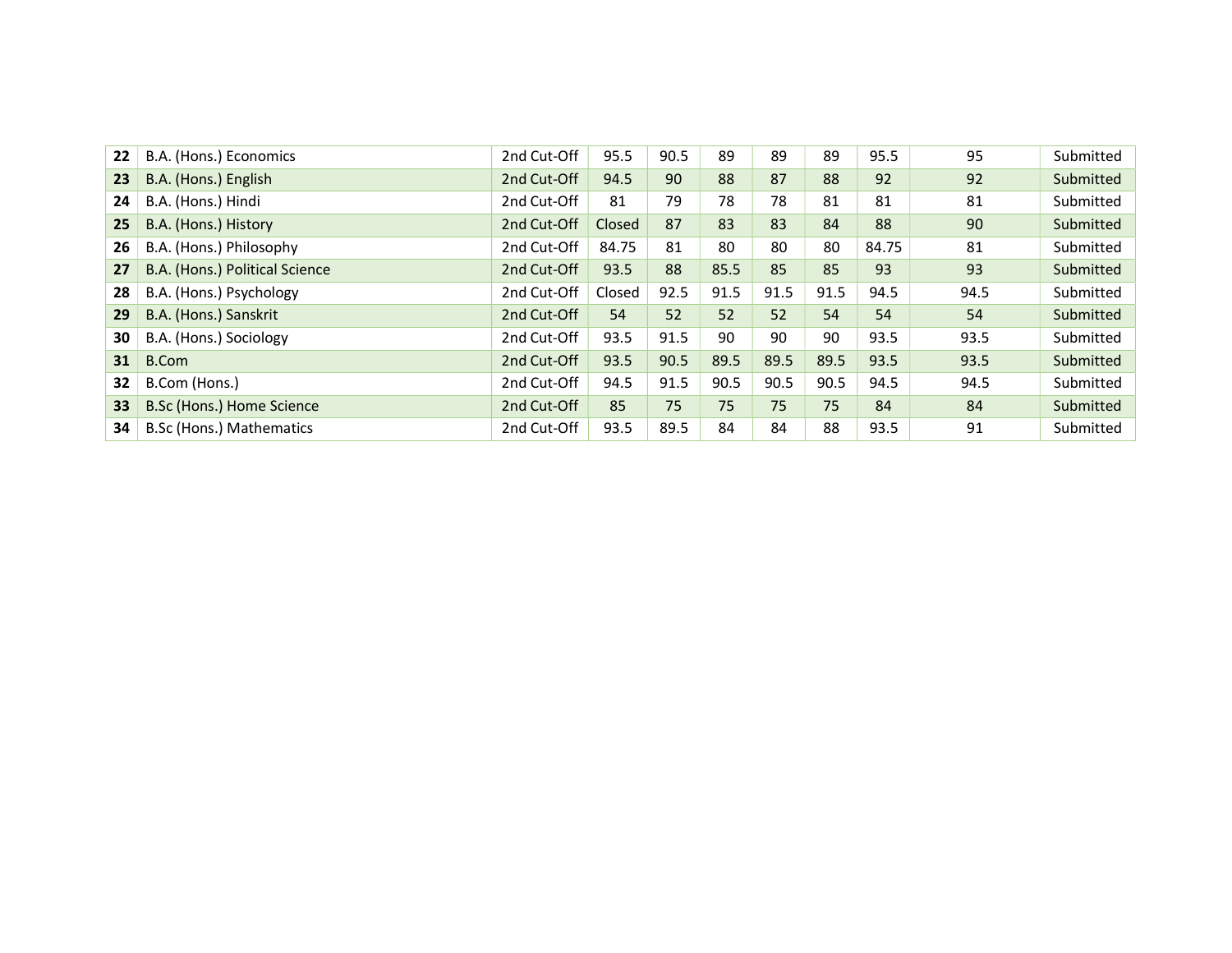| | | | | | | | | | | |
|---|---|---|---|---|---|---|---|---|---|---|
| **22** | B.A. (Hons.) Economics | 2nd Cut-Off | 95.5 | 90.5 | 89 | 89 | 89 | 95.5 | 95 | Submitted |
| **23** | B.A. (Hons.) English | 2nd Cut-Off | 94.5 | 90 | 88 | 87 | 88 | 92 | 92 | Submitted |
| **24** | B.A. (Hons.) Hindi | 2nd Cut-Off | 81 | 79 | 78 | 78 | 81 | 81 | 81 | Submitted |
| **25** | B.A. (Hons.) History | 2nd Cut-Off | Closed | 87 | 83 | 83 | 84 | 88 | 90 | Submitted |
| **26** | B.A. (Hons.) Philosophy | 2nd Cut-Off | 84.75 | 81 | 80 | 80 | 80 | 84.75 | 81 | Submitted |
| **27** | B.A. (Hons.) Political Science | 2nd Cut-Off | 93.5 | 88 | 85.5 | 85 | 85 | 93 | 93 | Submitted |
| **28** | B.A. (Hons.) Psychology | 2nd Cut-Off | Closed | 92.5 | 91.5 | 91.5 | 91.5 | 94.5 | 94.5 | Submitted |
| **29** | B.A. (Hons.) Sanskrit | 2nd Cut-Off | 54 | 52 | 52 | 52 | 54 | 54 | 54 | Submitted |
| **30** | B.A. (Hons.) Sociology | 2nd Cut-Off | 93.5 | 91.5 | 90 | 90 | 90 | 93.5 | 93.5 | Submitted |
| **31** | B.Com | 2nd Cut-Off | 93.5 | 90.5 | 89.5 | 89.5 | 89.5 | 93.5 | 93.5 | Submitted |
| **32** | B.Com (Hons.) | 2nd Cut-Off | 94.5 | 91.5 | 90.5 | 90.5 | 90.5 | 94.5 | 94.5 | Submitted |
| **33** | B.Sc (Hons.) Home Science | 2nd Cut-Off | 85 | 75 | 75 | 75 | 75 | 84 | 84 | Submitted |
| **34** | B.Sc (Hons.) Mathematics | 2nd Cut-Off | 93.5 | 89.5 | 84 | 84 | 88 | 93.5 | 91 | Submitted |